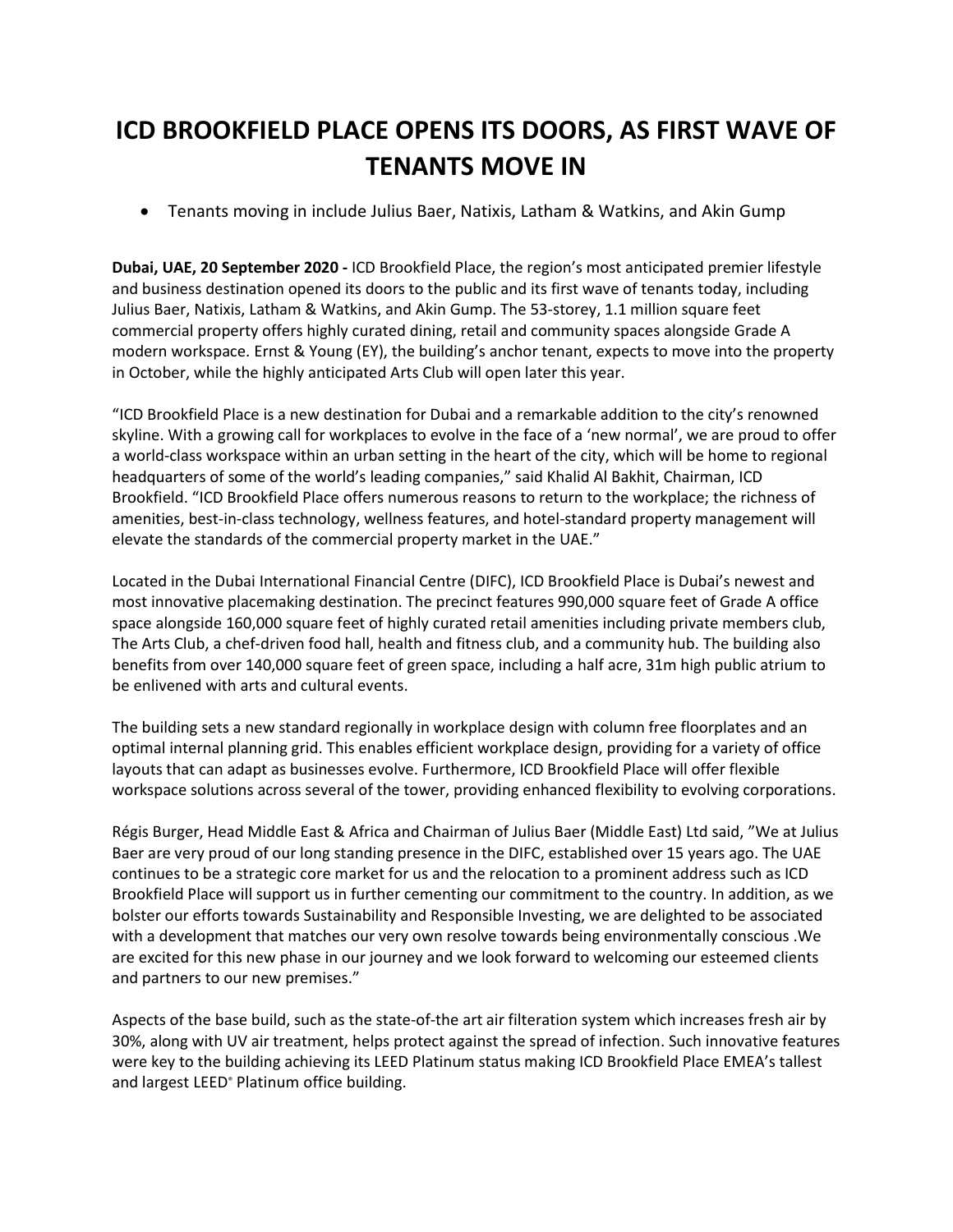# ICD BROOKFIELD PLACE OPENS ITS DOORS, AS FIRST WAVE OF TENANTS MOVE IN

- Tenants moving in include Julius Baer, Natixis, Latham & Watkins, and Akin Gump

**Dubai, UAE, 20 September 2020 -** ICD Brookfield Place, the region's most anticipated premier lifestyle and business destination opened its doors to the public and its first wave of tenants today, including Julius Baer, Natixis, Latham & Watkins, and Akin Gump. The 53-storey, 1.1 million square feet commercial property offers highly curated dining, retail and community spaces alongside Grade A modern workspace. Ernst & Young (EY), the building's anchor tenant, expects to move into the property in October, while the highly anticipated Arts Club will open later this year.

"ICD Brookfield Place is a new destination for Dubai and a remarkable addition to the city's renowned skyline. With a growing call for workplaces to evolve in the face of a 'new normal', we are proud to offer a world-class workspace within an urban setting in the heart of the city, which will be home to regional headquarters of some of the world's leading companies," said Khalid Al Bakhit, Chairman, ICD Brookfield. "ICD Brookfield Place offers numerous reasons to return to the workplace; the richness of amenities, best-in-class technology, wellness features, and hotel-standard property management will elevate the standards of the commercial property market in the UAE."

Located in the Dubai International Financial Centre (DIFC), ICD Brookfield Place is Dubai's newest and most innovative placemaking destination. The precinct features 990,000 square feet of Grade A office space alongside 160,000 square feet of highly curated retail amenities including private members club, The Arts Club, a chef-driven food hall, health and fitness club, and a community hub. The building also benefits from over 140,000 square feet of green space, including a half acre, 31m high public atrium to be enlivened with arts and cultural events.

The building sets a new standard regionally in workplace design with column free floorplates and an optimal internal planning grid. This enables efficient workplace design, providing for a variety of office layouts that can adapt as businesses evolve. Furthermore, ICD Brookfield Place will offer flexible workspace solutions across several of the tower, providing enhanced flexibility to evolving corporations.

Régis Burger, Head Middle East & Africa and Chairman of Julius Baer (Middle East) Ltd said, "We at Julius Baer are very proud of our long standing presence in the DIFC, established over 15 years ago. The UAE continues to be a strategic core market for us and the relocation to a prominent address such as ICD Brookfield Place will support us in further cementing our commitment to the country. In addition, as we bolster our efforts towards Sustainability and Responsible Investing, we are delighted to be associated with a development that matches our very own resolve towards being environmentally conscious .We are excited for this new phase in our journey and we look forward to welcoming our esteemed clients and partners to our new premises."

Aspects of the base build, such as the state-of-the art air filteration system which increases fresh air by 30%, along with UV air treatment, helps protect against the spread of infection. Such innovative features were key to the building achieving its LEED Platinum status making ICD Brookfield Place EMEA's tallest and largest LEED® Platinum office building.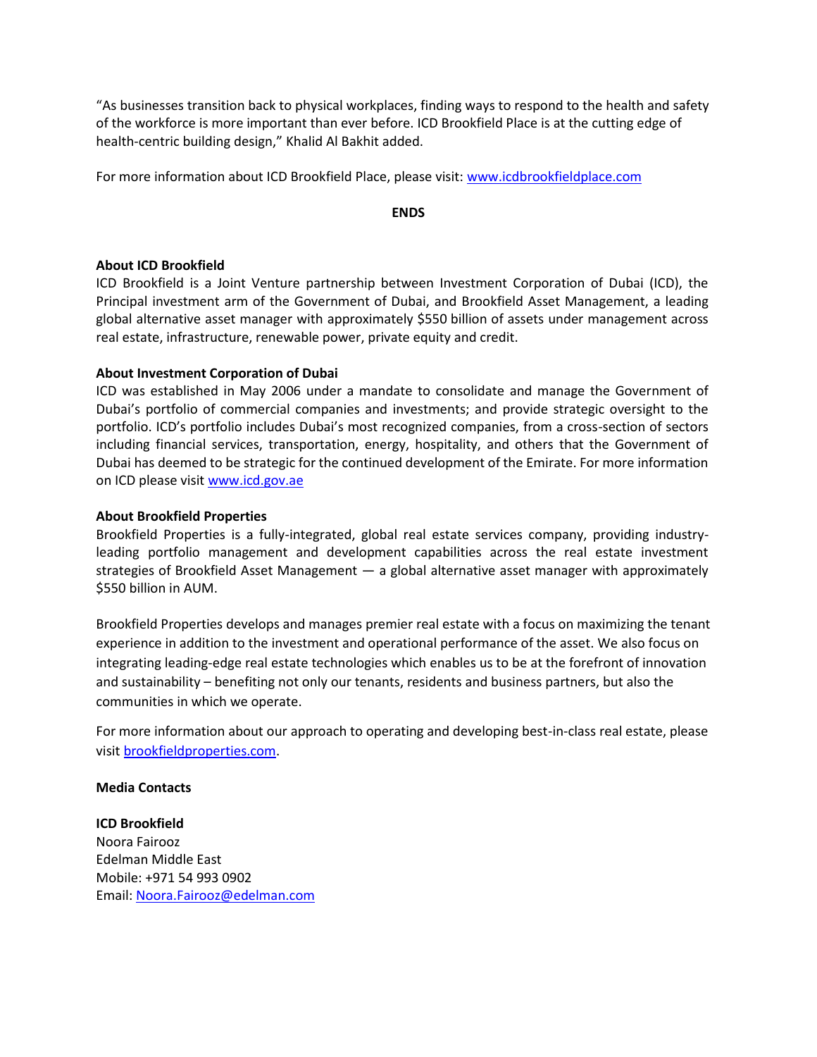"As businesses transition back to physical workplaces, finding ways to respond to the health and safety of the workforce is more important than ever before. ICD Brookfield Place is at the cutting edge of health-centric building design," Khalid Al Bakhit added.

For more information about ICD Brookfield Place, please visit: [www.icdbrookfieldplace.com](http://www.icdbrookfieldplace.com)

**ENDS**

**About ICD Brookfield**
ICD Brookfield is a Joint Venture partnership between Investment Corporation of Dubai (ICD), the Principal investment arm of the Government of Dubai, and Brookfield Asset Management, a leading global alternative asset manager with approximately $550 billion of assets under management across real estate, infrastructure, renewable power, private equity and credit.

**About Investment Corporation of Dubai**
ICD was established in May 2006 under a mandate to consolidate and manage the Government of Dubai's portfolio of commercial companies and investments; and provide strategic oversight to the portfolio. ICD's portfolio includes Dubai's most recognized companies, from a cross-section of sectors including financial services, transportation, energy, hospitality, and others that the Government of Dubai has deemed to be strategic for the continued development of the Emirate. For more information on ICD please visit [www.icd.gov.ae](http://www.icd.gov.ae)

**About Brookfield Properties**
Brookfield Properties is a fully-integrated, global real estate services company, providing industry-leading portfolio management and development capabilities across the real estate investment strategies of Brookfield Asset Management — a global alternative asset manager with approximately $550 billion in AUM.

Brookfield Properties develops and manages premier real estate with a focus on maximizing the tenant experience in addition to the investment and operational performance of the asset. We also focus on integrating leading-edge real estate technologies which enables us to be at the forefront of innovation and sustainability – benefiting not only our tenants, residents and business partners, but also the communities in which we operate.

For more information about our approach to operating and developing best-in-class real estate, please visit [brookfieldproperties.com](http://brookfieldproperties.com).

**Media Contacts**

**ICD Brookfield**
Noora Fairooz
Edelman Middle East
Mobile: +971 54 993 0902
Email: [Noora.Fairooz@edelman.com](mailto:Noora.Fairooz@edelman.com)